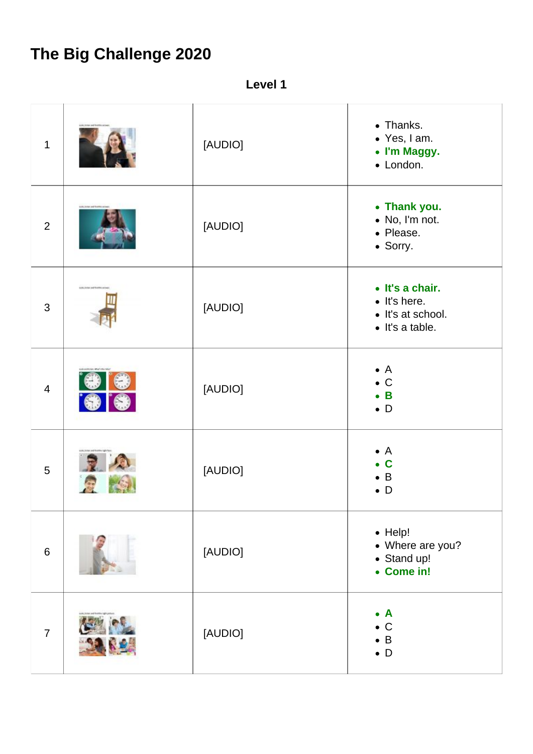# The Big Challenge 2020

**Level 1**

| | | | |
|---|---|---|---|
| 1 | | [AUDIO] | • Thanks.<br>• Yes, I am.<br>• **I'm Maggy.**<br>• London. |
| 2 | | [AUDIO] | • **Thank you.**<br>• No, I'm not.<br>• Please.<br>• Sorry. |
| 3 | | [AUDIO] | • **It's a chair.**<br>• It's here.<br>• It's at school.<br>• It's a table. |
| 4 | | [AUDIO] | • A<br>• C<br>• **B**<br>• D |
| 5 | | [AUDIO] | • A<br>• **C**<br>• B<br>• D |
| 6 | | [AUDIO] | • Help!<br>• Where are you?<br>• Stand up!<br>• **Come in!** |
| 7 | | [AUDIO] | • **A**<br>• C<br>• B<br>• D |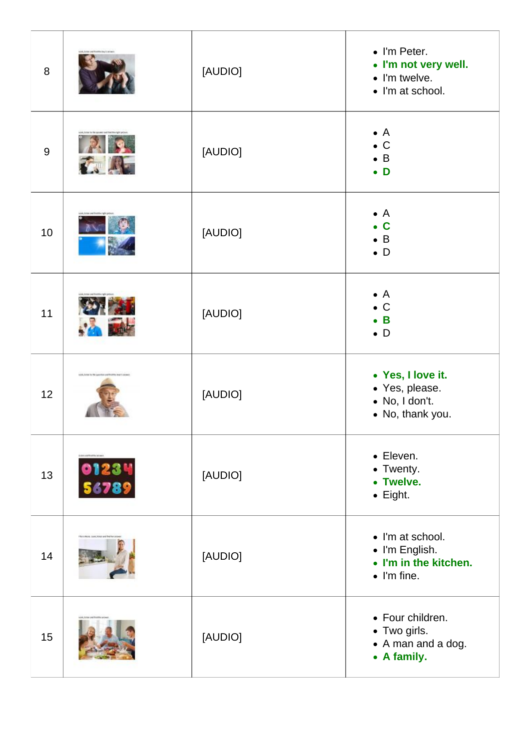| 8 | | [AUDIO] | • I'm Peter.<br>• **I'm not very well.**<br>• I'm twelve.<br>• I'm at school. |
|---|---|---|---|
| 9 | | [AUDIO] | • A<br>• C<br>• B<br>• **D** |
| 10 | | [AUDIO] | • A<br>• **C**<br>• B<br>• D |
| 11 | | [AUDIO] | • A<br>• C<br>• **B**<br>• D |
| 12 | | [AUDIO] | • **Yes, I love it.**<br>• Yes, please.<br>• No, I don't.<br>• No, thank you. |
| 13 | | [AUDIO] | • Eleven.<br>• Twenty.<br>• **Twelve.**<br>• Eight. |
| 14 | | [AUDIO] | • I'm at school.<br>• I'm English.<br>• **I'm in the kitchen.**<br>• I'm fine. |
| 15 | | [AUDIO] | • Four children.<br>• Two girls.<br>• A man and a dog.<br>• **A family.** |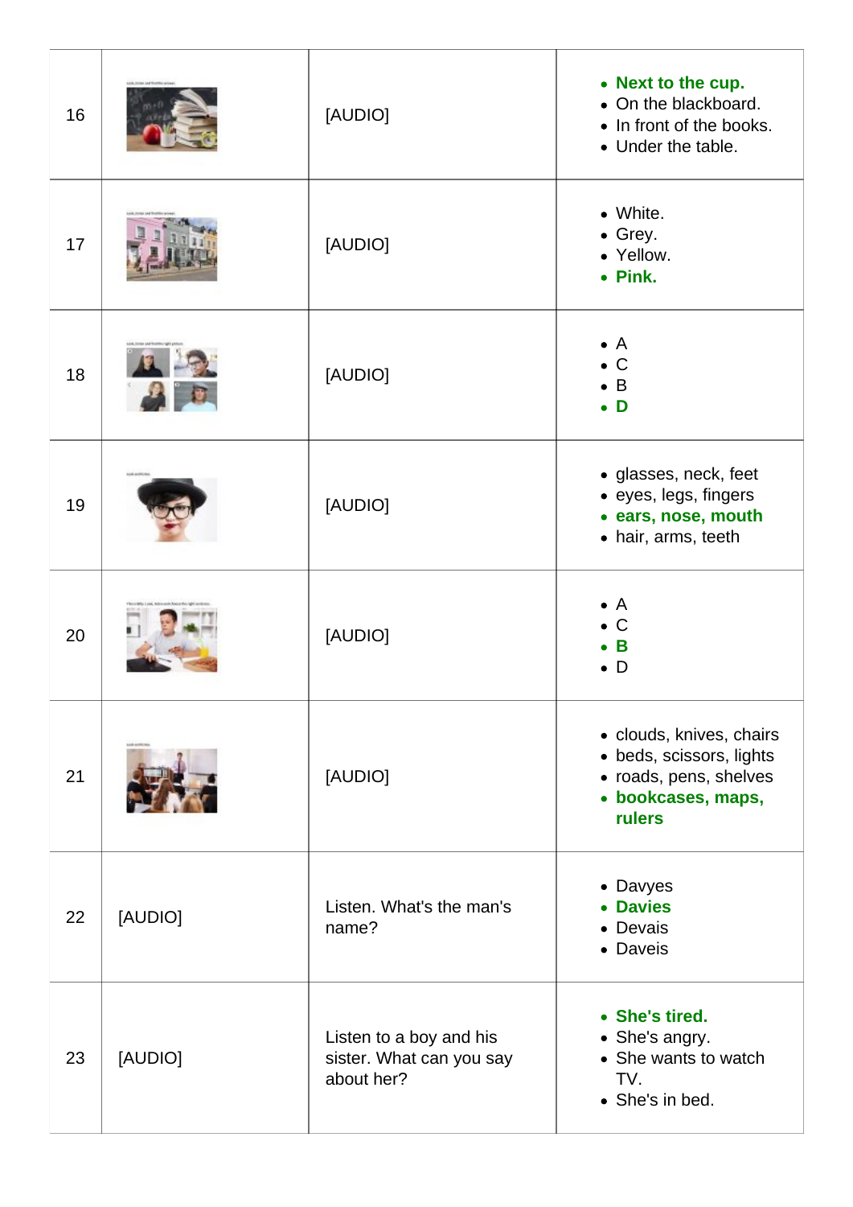| | | | |
|---|---|---|---|
| 16 | | [AUDIO] | • **Next to the cup.**<br>• On the blackboard.<br>• In front of the books.<br>• Under the table. |
| 17 | | [AUDIO] | • White.<br>• Grey.<br>• Yellow.<br>• **Pink.** |
| 18 | | [AUDIO] | • A<br>• C<br>• B<br>• **D** |
| 19 | | [AUDIO] | • glasses, neck, feet<br>• eyes, legs, fingers<br>• **ears, nose, mouth**<br>• hair, arms, teeth |
| 20 | | [AUDIO] | • A<br>• C<br>• **B**<br>• D |
| 21 | | [AUDIO] | • clouds, knives, chairs<br>• beds, scissors, lights<br>• roads, pens, shelves<br>• **bookcases, maps, rulers** |
| 22 | [AUDIO] | Listen. What's the man's name? | • Davyes<br>• **Davies**<br>• Devais<br>• Daveis |
| 23 | [AUDIO] | Listen to a boy and his sister. What can you say about her? | • **She's tired.**<br>• She's angry.<br>• She wants to watch TV.<br>• She's in bed. |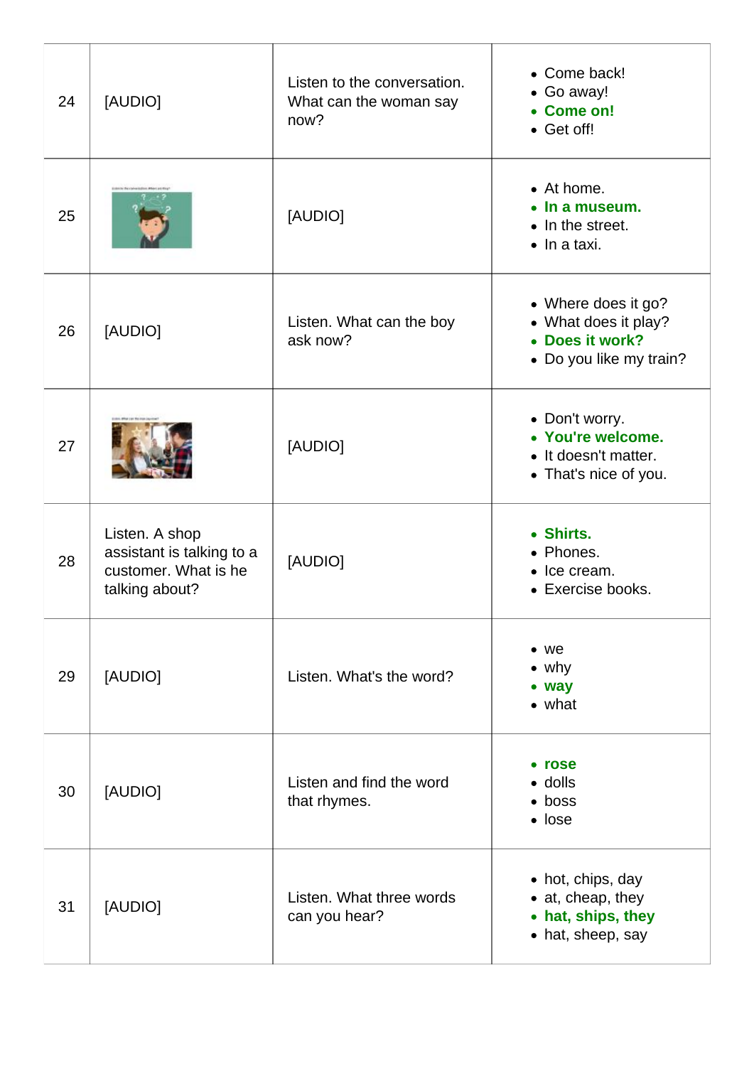| | | | |
|---|---|---|---|
| 24 | [AUDIO] | Listen to the conversation. What can the woman say now? | • Come back!<br>• Go away!<br>• **Come on!**<br>• Get off! |
| 25 | | [AUDIO] | • At home.<br>• **In a museum.**<br>• In the street.<br>• In a taxi. |
| 26 | [AUDIO] | Listen. What can the boy ask now? | • Where does it go?<br>• What does it play?<br>• **Does it work?**<br>• Do you like my train? |
| 27 | | [AUDIO] | • Don't worry.<br>• **You're welcome.**<br>• It doesn't matter.<br>• That's nice of you. |
| 28 | Listen. A shop assistant is talking to a customer. What is he talking about? | [AUDIO] | • **Shirts.**<br>• Phones.<br>• Ice cream.<br>• Exercise books. |
| 29 | [AUDIO] | Listen. What's the word? | • we<br>• why<br>• **way**<br>• what |
| 30 | [AUDIO] | Listen and find the word that rhymes. | • **rose**<br>• dolls<br>• boss<br>• lose |
| 31 | [AUDIO] | Listen. What three words can you hear? | • hot, chips, day<br>• at, cheap, they<br>• **hat, ships, they**<br>• hat, sheep, say |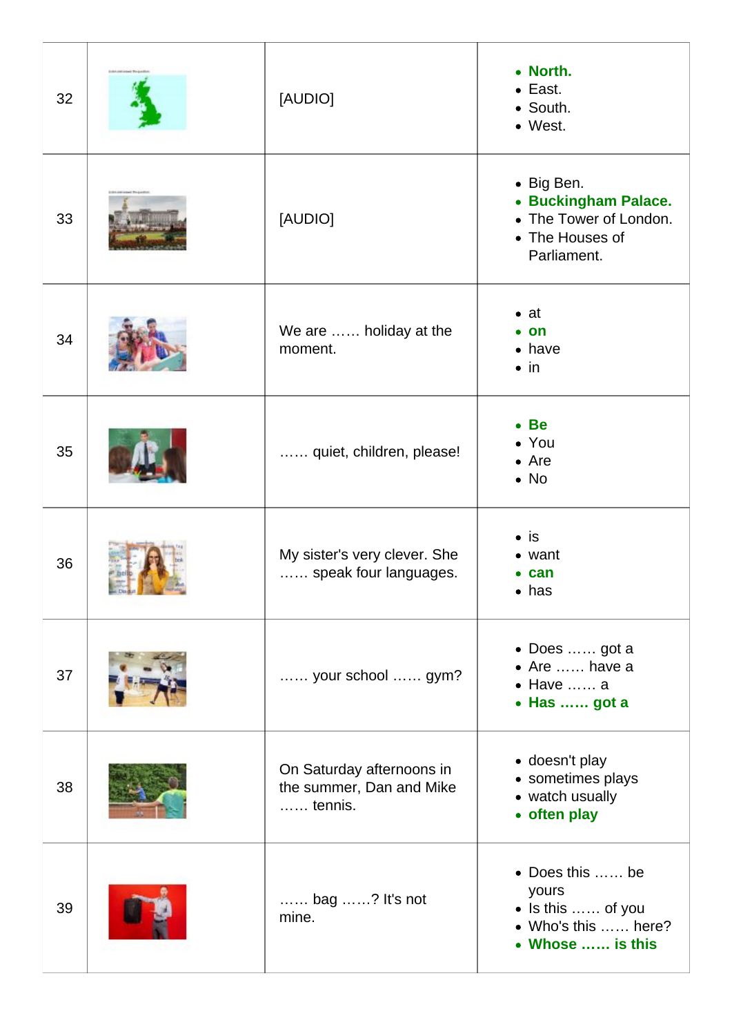| | | | |
|---|---|---|---|
| 32 | | [AUDIO] | • **North.**<br>• East.<br>• South.<br>• West. |
| 33 | | [AUDIO] | • Big Ben.<br>• **Buckingham Palace.**<br>• The Tower of London.<br>• The Houses of Parliament. |
| 34 | | We are …… holiday at the moment. | • at<br>• **on**<br>• have<br>• in |
| 35 | | …… quiet, children, please! | • **Be**<br>• You<br>• Are<br>• No |
| 36 | | My sister's very clever. She …… speak four languages. | • is<br>• want<br>• **can**<br>• has |
| 37 | | …… your school …… gym? | • Does …… got a<br>• Are …… have a<br>• Have …… a<br>• **Has …… got a** |
| 38 | | On Saturday afternoons in the summer, Dan and Mike …… tennis. | • doesn't play<br>• sometimes plays<br>• watch usually<br>• **often play** |
| 39 | | …… bag ……? It's not mine. | • Does this …… be yours<br>• Is this …… of you<br>• Who's this …… here?<br>• **Whose …… is this** |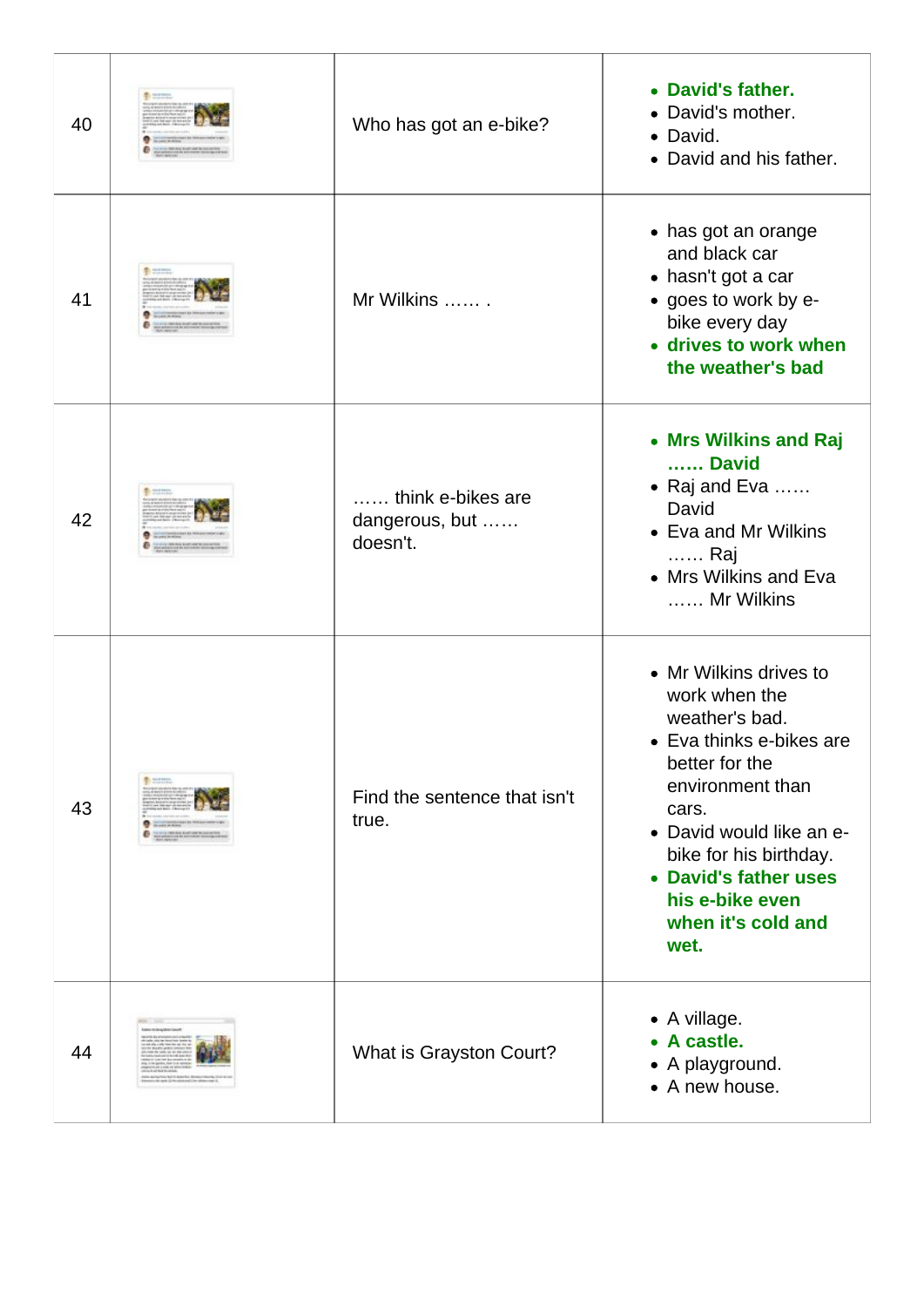| | | | |
|---|---|---|---|
| 40 | | Who has got an e-bike? | • **David's father.**<br>• David's mother.<br>• David.<br>• David and his father. |
| 41 | | Mr Wilkins …… . | • has got an orange and black car<br>• hasn't got a car<br>• goes to work by e-bike every day<br>• **drives to work when the weather's bad** |
| 42 | | …… think e-bikes are dangerous, but …… doesn't. | • **Mrs Wilkins and Raj …… David**<br>• Raj and Eva …… David<br>• Eva and Mr Wilkins …… Raj<br>• Mrs Wilkins and Eva …… Mr Wilkins |
| 43 | | Find the sentence that isn't true. | • Mr Wilkins drives to work when the weather's bad.<br>• Eva thinks e-bikes are better for the environment than cars.<br>• David would like an e-bike for his birthday.<br>• **David's father uses his e-bike even when it's cold and wet.** |
| 44 | | What is Grayston Court? | • A village.<br>• **A castle.**<br>• A playground.<br>• A new house. |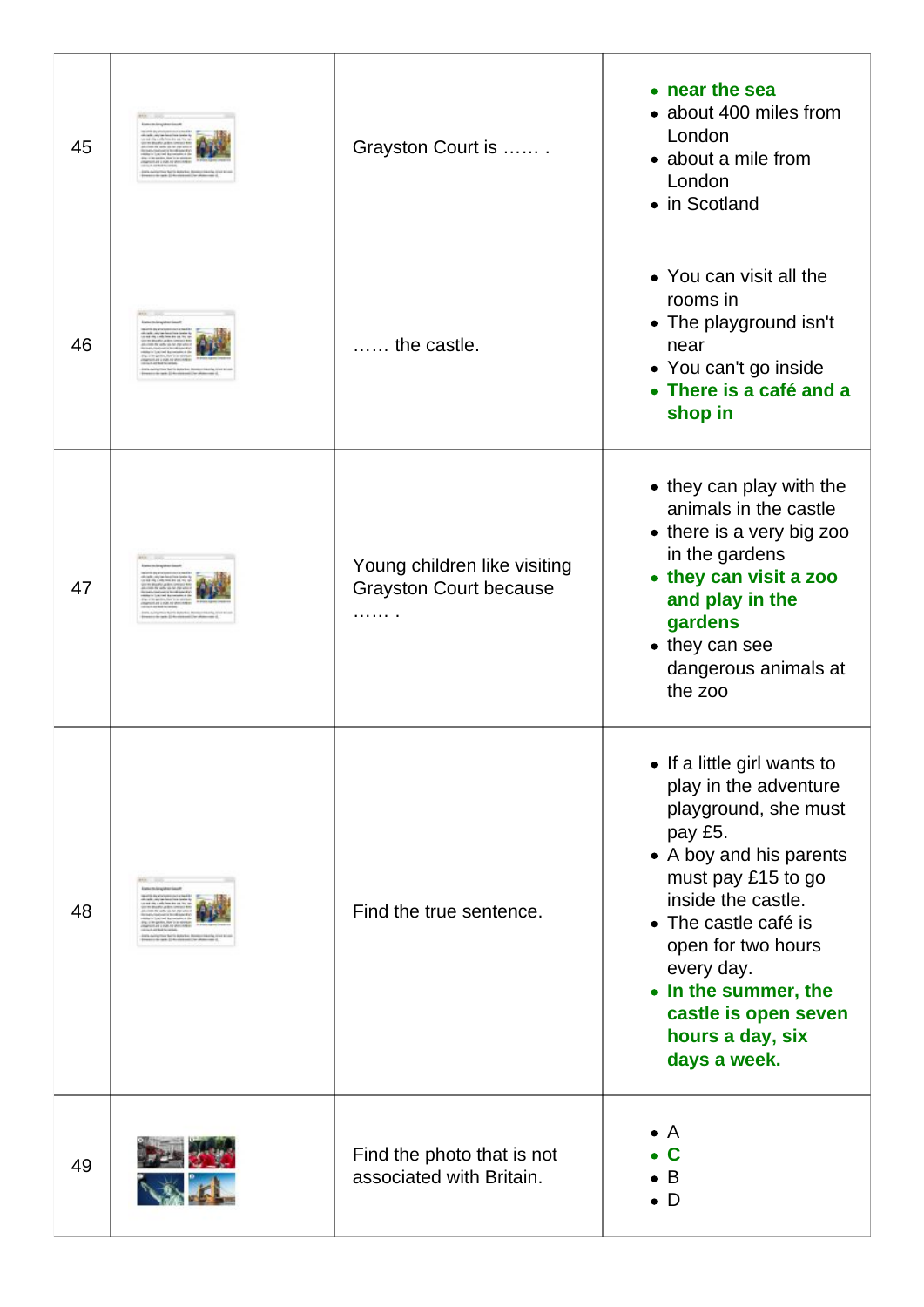| 45 | | Grayston Court is …… . | • **near the sea**<br>• about 400 miles from London<br>• about a mile from London<br>• in Scotland |
|---|---|---|---|
| 46 | | …… the castle. | • You can visit all the rooms in<br>• The playground isn't near<br>• You can't go inside<br>• **There is a café and a shop in** |
| 47 | | Young children like visiting Grayston Court because …… . | • they can play with the animals in the castle<br>• there is a very big zoo in the gardens<br>• **they can visit a zoo and play in the gardens**<br>• they can see dangerous animals at the zoo |
| 48 | | Find the true sentence. | • If a little girl wants to play in the adventure playground, she must pay £5.<br>• A boy and his parents must pay £15 to go inside the castle.<br>• The castle café is open for two hours every day.<br>• **In the summer, the castle is open seven hours a day, six days a week.** |
| 49 | | Find the photo that is not associated with Britain. | • A<br>• **C**<br>• B<br>• D |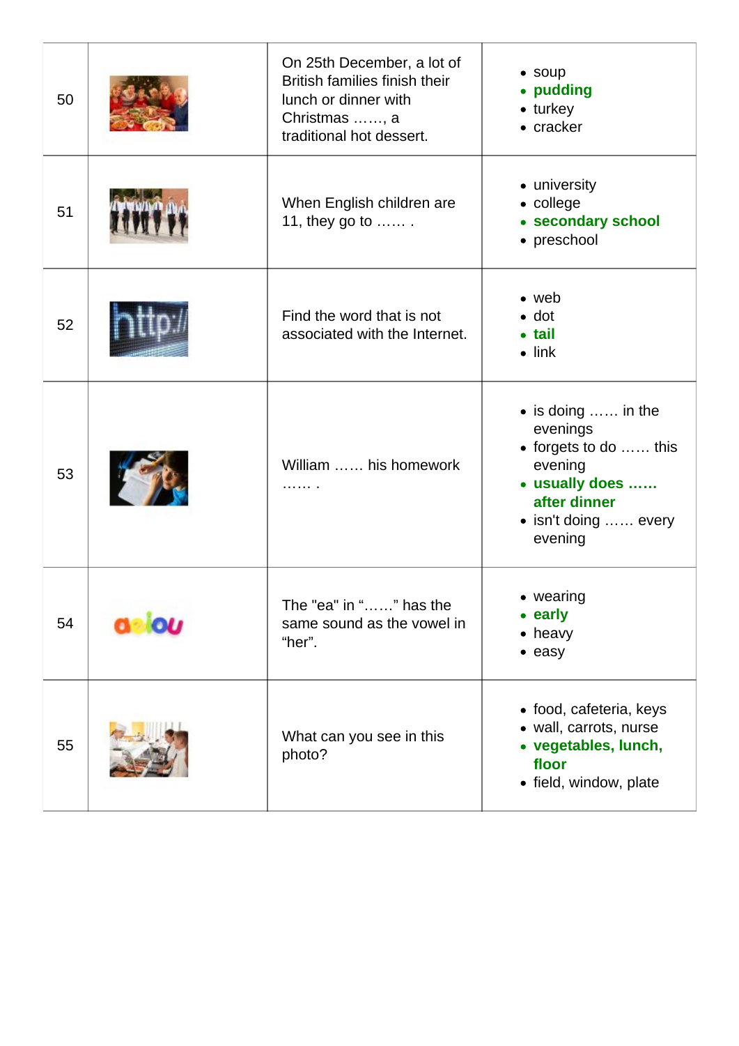| | | | |
|---|---|---|---|
| 50 | | On 25th December, a lot of British families finish their lunch or dinner with Christmas ……, a traditional hot dessert. | • soup<br>• **pudding**<br>• turkey<br>• cracker |
| 51 | | When English children are 11, they go to …… . | • university<br>• college<br>• **secondary school**<br>• preschool |
| 52 | | Find the word that is not associated with the Internet. | • web<br>• dot<br>• **tail**<br>• link |
| 53 | | William …… his homework …… . | • is doing …… in the evenings<br>• forgets to do …… this evening<br>• **usually does …… after dinner**<br>• isn't doing …… every evening |
| 54 | | The "ea" in "……" has the same sound as the vowel in "her". | • wearing<br>• **early**<br>• heavy<br>• easy |
| 55 | | What can you see in this photo? | • food, cafeteria, keys<br>• wall, carrots, nurse<br>• **vegetables, lunch, floor**<br>• field, window, plate |